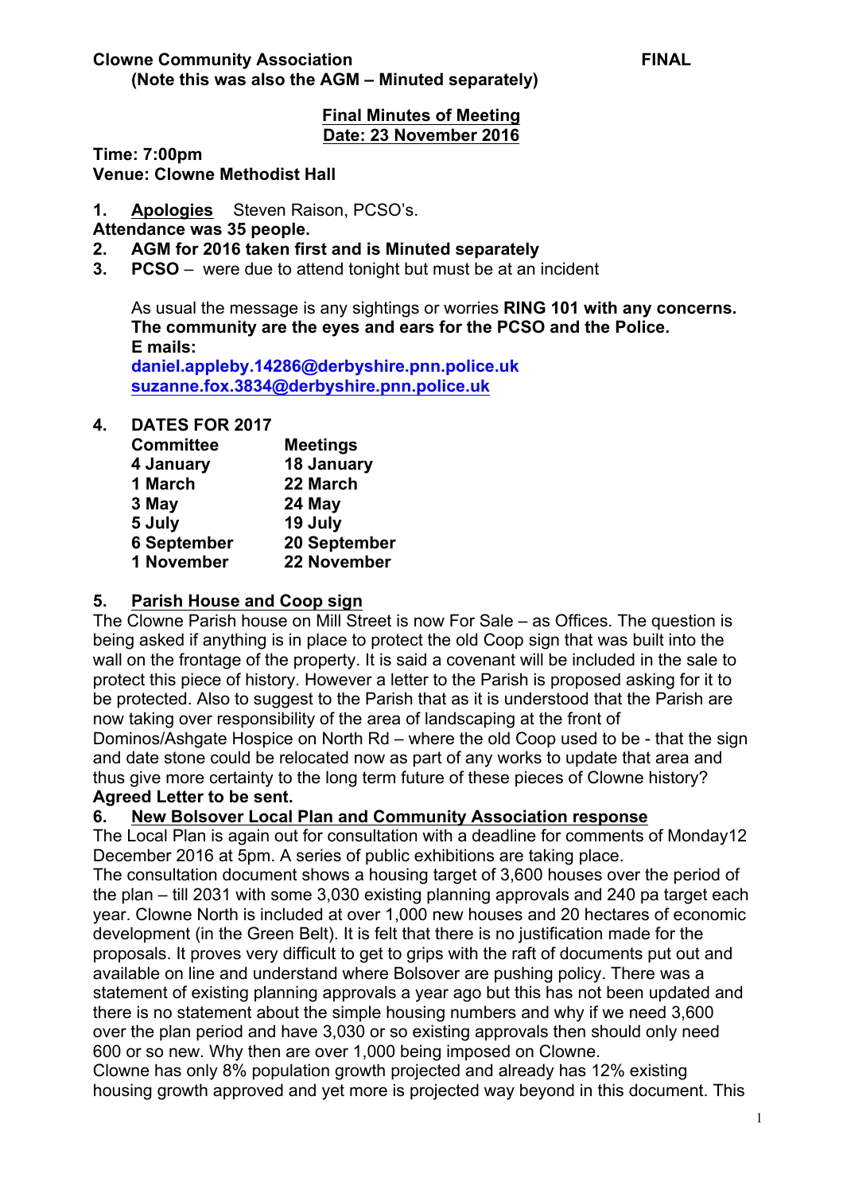**Clowne Community Association** **FINAL**

**(Note this was also the AGM – Minuted separately)**

**Final Minutes of Meeting**
**Date: 23 November 2016**

**Time: 7:00pm**
**Venue: Clowne Methodist Hall**

1. **Apologies** Steven Raison, PCSO's.

**Attendance was 35 people.**

2. **AGM for 2016 taken first and is Minuted separately**
3. **PCSO** – were due to attend tonight but must be at an incident

   As usual the message is any sightings or worries **RING 101 with any concerns. The community are the eyes and ears for the PCSO and the Police.**
   **E mails:**
   **daniel.appleby.14286@derbyshire.pnn.police.uk**
   **suzanne.fox.3834@derbyshire.pnn.police.uk**

4. **DATES FOR 2017**

| Committee | Meetings |
|---|---|
| **4 January** | **18 January** |
| **1 March** | **22 March** |
| **3 May** | **24 May** |
| **5 July** | **19 July** |
| **6 September** | **20 September** |
| **1 November** | **22 November** |

5. **Parish House and Coop sign**

The Clowne Parish house on Mill Street is now For Sale – as Offices. The question is being asked if anything is in place to protect the old Coop sign that was built into the wall on the frontage of the property. It is said a covenant will be included in the sale to protect this piece of history. However a letter to the Parish is proposed asking for it to be protected. Also to suggest to the Parish that as it is understood that the Parish are now taking over responsibility of the area of landscaping at the front of Dominos/Ashgate Hospice on North Rd – where the old Coop used to be - that the sign and date stone could be relocated now as part of any works to update that area and thus give more certainty to the long term future of these pieces of Clowne history?

**Agreed Letter to be sent.**

6. **New Bolsover Local Plan and Community Association response**

The Local Plan is again out for consultation with a deadline for comments of Monday12 December 2016 at 5pm. A series of public exhibitions are taking place.

The consultation document shows a housing target of 3,600 houses over the period of the plan – till 2031 with some 3,030 existing planning approvals and 240 pa target each year. Clowne North is included at over 1,000 new houses and 20 hectares of economic development (in the Green Belt). It is felt that there is no justification made for the proposals. It proves very difficult to get to grips with the raft of documents put out and available on line and understand where Bolsover are pushing policy. There was a statement of existing planning approvals a year ago but this has not been updated and there is no statement about the simple housing numbers and why if we need 3,600 over the plan period and have 3,030 or so existing approvals then should only need 600 or so new. Why then are over 1,000 being imposed on Clowne.

Clowne has only 8% population growth projected and already has 12% existing housing growth approved and yet more is projected way beyond in this document. This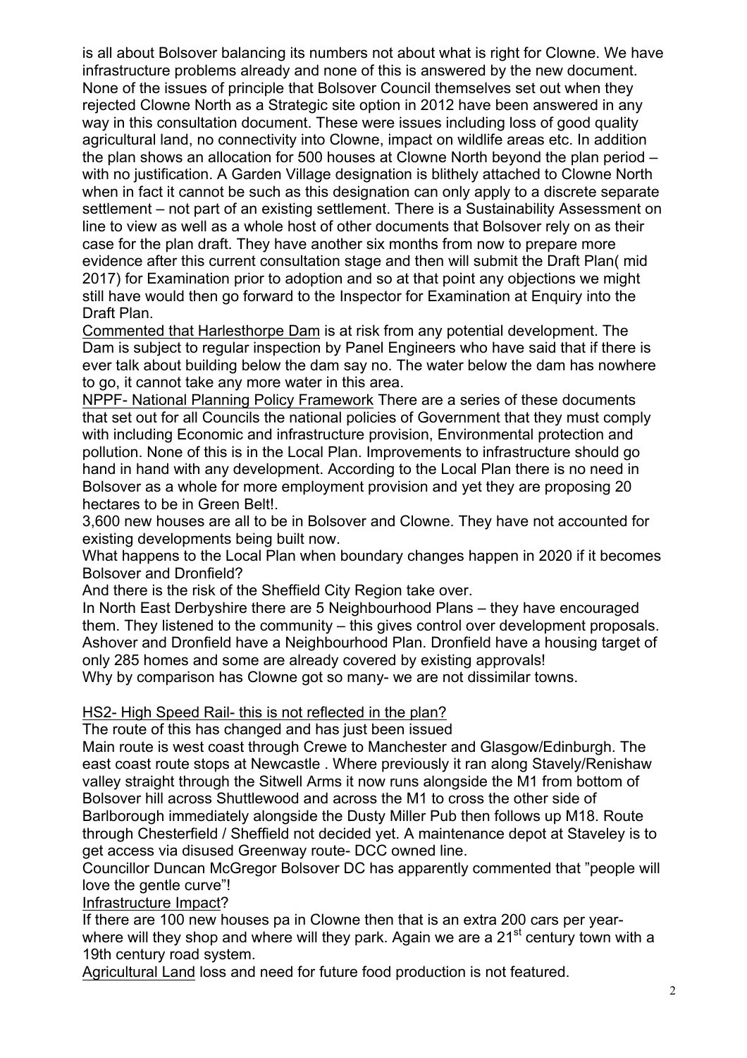is all about Bolsover balancing its numbers not about what is right for Clowne. We have infrastructure problems already and none of this is answered by the new document. None of the issues of principle that Bolsover Council themselves set out when they rejected Clowne North as a Strategic site option in 2012 have been answered in any way in this consultation document. These were issues including loss of good quality agricultural land, no connectivity into Clowne, impact on wildlife areas etc. In addition the plan shows an allocation for 500 houses at Clowne North beyond the plan period – with no justification. A Garden Village designation is blithely attached to Clowne North when in fact it cannot be such as this designation can only apply to a discrete separate settlement – not part of an existing settlement. There is a Sustainability Assessment on line to view as well as a whole host of other documents that Bolsover rely on as their case for the plan draft. They have another six months from now to prepare more evidence after this current consultation stage and then will submit the Draft Plan( mid 2017) for Examination prior to adoption and so at that point any objections we might still have would then go forward to the Inspector for Examination at Enquiry into the Draft Plan.

<u>Commented that Harlesthorpe Dam</u> is at risk from any potential development. The Dam is subject to regular inspection by Panel Engineers who have said that if there is ever talk about building below the dam say no. The water below the dam has nowhere to go, it cannot take any more water in this area.

<u>NPPF- National Planning Policy Framework</u> There are a series of these documents that set out for all Councils the national policies of Government that they must comply with including Economic and infrastructure provision, Environmental protection and pollution. None of this is in the Local Plan. Improvements to infrastructure should go hand in hand with any development. According to the Local Plan there is no need in Bolsover as a whole for more employment provision and yet they are proposing 20 hectares to be in Green Belt!.

3,600 new houses are all to be in Bolsover and Clowne. They have not accounted for existing developments being built now.

What happens to the Local Plan when boundary changes happen in 2020 if it becomes Bolsover and Dronfield?

And there is the risk of the Sheffield City Region take over.

In North East Derbyshire there are 5 Neighbourhood Plans – they have encouraged them. They listened to the community – this gives control over development proposals. Ashover and Dronfield have a Neighbourhood Plan. Dronfield have a housing target of only 285 homes and some are already covered by existing approvals!

Why by comparison has Clowne got so many- we are not dissimilar towns.

<u>HS2- High Speed Rail- this is not reflected in the plan?</u>

The route of this has changed and has just been issued

Main route is west coast through Crewe to Manchester and Glasgow/Edinburgh. The east coast route stops at Newcastle . Where previously it ran along Stavely/Renishaw valley straight through the Sitwell Arms it now runs alongside the M1 from bottom of Bolsover hill across Shuttlewood and across the M1 to cross the other side of Barlborough immediately alongside the Dusty Miller Pub then follows up M18. Route through Chesterfield / Sheffield not decided yet. A maintenance depot at Staveley is to get access via disused Greenway route- DCC owned line.

Councillor Duncan McGregor Bolsover DC has apparently commented that "people will love the gentle curve"!

<u>Infrastructure Impact</u>?

If there are 100 new houses pa in Clowne then that is an extra 200 cars per year- where will they shop and where will they park. Again we are a 21st century town with a 19th century road system.

<u>Agricultural Land</u> loss and need for future food production is not featured.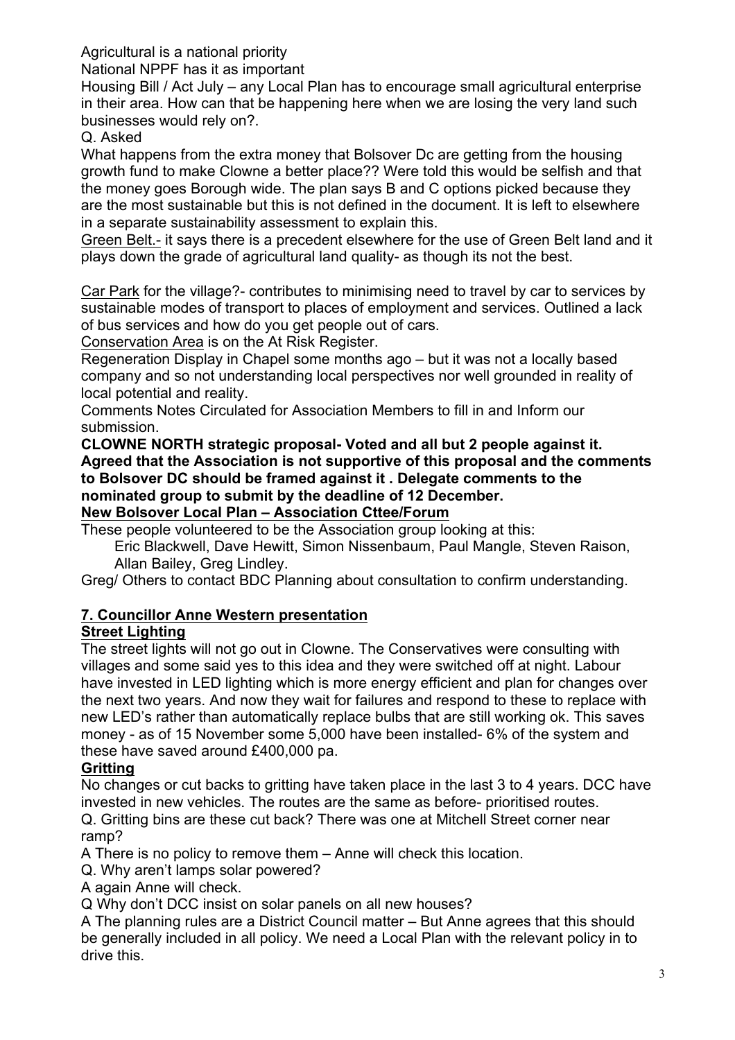Agricultural is a national priority

National NPPF has it as important

Housing Bill / Act July – any Local Plan has to encourage small agricultural enterprise in their area. How can that be happening here when we are losing the very land such businesses would rely on?.

Q. Asked

What happens from the extra money that Bolsover Dc are getting from the housing growth fund to make Clowne a better place?? Were told this would be selfish and that the money goes Borough wide. The plan says B and C options picked because they are the most sustainable but this is not defined in the document. It is left to elsewhere in a separate sustainability assessment to explain this.

<u>Green Belt.</u>- it says there is a precedent elsewhere for the use of Green Belt land and it plays down the grade of agricultural land quality- as though its not the best.

<u>Car Park</u> for the village?- contributes to minimising need to travel by car to services by sustainable modes of transport to places of employment and services. Outlined a lack of bus services and how do you get people out of cars.

<u>Conservation Area</u> is on the At Risk Register.

Regeneration Display in Chapel some months ago – but it was not a locally based company and so not understanding local perspectives nor well grounded in reality of local potential and reality.

Comments Notes Circulated for Association Members to fill in and Inform our submission.

**CLOWNE NORTH strategic proposal- Voted and all but 2 people against it. Agreed that the Association is not supportive of this proposal and the comments to Bolsover DC should be framed against it . Delegate comments to the nominated group to submit by the deadline of 12 December.**

**<u>New Bolsover Local Plan – Association Cttee/Forum</u>**

These people volunteered to be the Association group looking at this:

Eric Blackwell, Dave Hewitt, Simon Nissenbaum, Paul Mangle, Steven Raison, Allan Bailey, Greg Lindley.

Greg/ Others to contact BDC Planning about consultation to confirm understanding.

## **<u>7. Councillor Anne Western presentation</u>**

### **<u>Street Lighting</u>**

The street lights will not go out in Clowne. The Conservatives were consulting with villages and some said yes to this idea and they were switched off at night. Labour have invested in LED lighting which is more energy efficient and plan for changes over the next two years. And now they wait for failures and respond to these to replace with new LED's rather than automatically replace bulbs that are still working ok. This saves money - as of 15 November some 5,000 have been installed- 6% of the system and these have saved around £400,000 pa.

### **<u>Gritting</u>**

No changes or cut backs to gritting have taken place in the last 3 to 4 years. DCC have invested in new vehicles. The routes are the same as before- prioritised routes.

Q. Gritting bins are these cut back? There was one at Mitchell Street corner near ramp?

A There is no policy to remove them – Anne will check this location.

Q. Why aren't lamps solar powered?

A again Anne will check.

Q Why don't DCC insist on solar panels on all new houses?

A The planning rules are a District Council matter – But Anne agrees that this should be generally included in all policy. We need a Local Plan with the relevant policy in to drive this.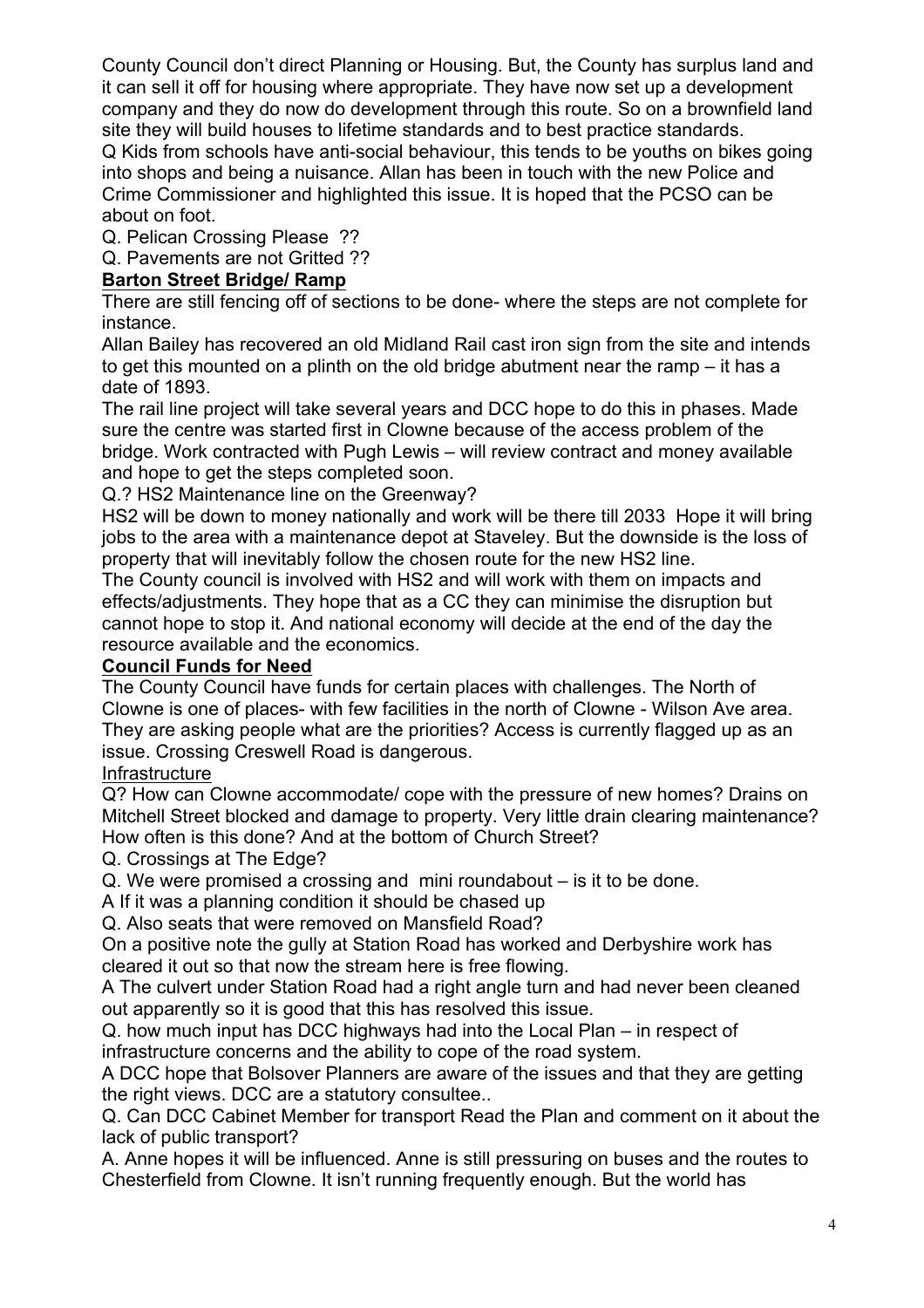County Council don't direct Planning or Housing. But, the County has surplus land and it can sell it off for housing where appropriate. They have now set up a development company and they do now do development through this route. So on a brownfield land site they will build houses to lifetime standards and to best practice standards.

Q Kids from schools have anti-social behaviour, this tends to be youths on bikes going into shops and being a nuisance. Allan has been in touch with the new Police and Crime Commissioner and highlighted this issue. It is hoped that the PCSO can be about on foot.

Q. Pelican Crossing Please ??

Q. Pavements are not Gritted ??

**Barton Street Bridge/ Ramp**

There are still fencing off of sections to be done- where the steps are not complete for instance.

Allan Bailey has recovered an old Midland Rail cast iron sign from the site and intends to get this mounted on a plinth on the old bridge abutment near the ramp – it has a date of 1893.

The rail line project will take several years and DCC hope to do this in phases. Made sure the centre was started first in Clowne because of the access problem of the bridge. Work contracted with Pugh Lewis – will review contract and money available and hope to get the steps completed soon.

Q.? HS2 Maintenance line on the Greenway?

HS2 will be down to money nationally and work will be there till 2033 Hope it will bring jobs to the area with a maintenance depot at Staveley. But the downside is the loss of property that will inevitably follow the chosen route for the new HS2 line.

The County council is involved with HS2 and will work with them on impacts and effects/adjustments. They hope that as a CC they can minimise the disruption but cannot hope to stop it. And national economy will decide at the end of the day the resource available and the economics.

**Council Funds for Need**

The County Council have funds for certain places with challenges. The North of Clowne is one of places- with few facilities in the north of Clowne - Wilson Ave area. They are asking people what are the priorities? Access is currently flagged up as an issue. Crossing Creswell Road is dangerous.

Infrastructure

Q? How can Clowne accommodate/ cope with the pressure of new homes? Drains on Mitchell Street blocked and damage to property. Very little drain clearing maintenance? How often is this done? And at the bottom of Church Street?

Q. Crossings at The Edge?

Q. We were promised a crossing and mini roundabout – is it to be done.

A If it was a planning condition it should be chased up

Q. Also seats that were removed on Mansfield Road?

On a positive note the gully at Station Road has worked and Derbyshire work has cleared it out so that now the stream here is free flowing.

A The culvert under Station Road had a right angle turn and had never been cleaned out apparently so it is good that this has resolved this issue.

Q. how much input has DCC highways had into the Local Plan – in respect of infrastructure concerns and the ability to cope of the road system.

A DCC hope that Bolsover Planners are aware of the issues and that they are getting the right views. DCC are a statutory consultee..

Q. Can DCC Cabinet Member for transport Read the Plan and comment on it about the lack of public transport?

A. Anne hopes it will be influenced. Anne is still pressuring on buses and the routes to Chesterfield from Clowne. It isn't running frequently enough. But the world has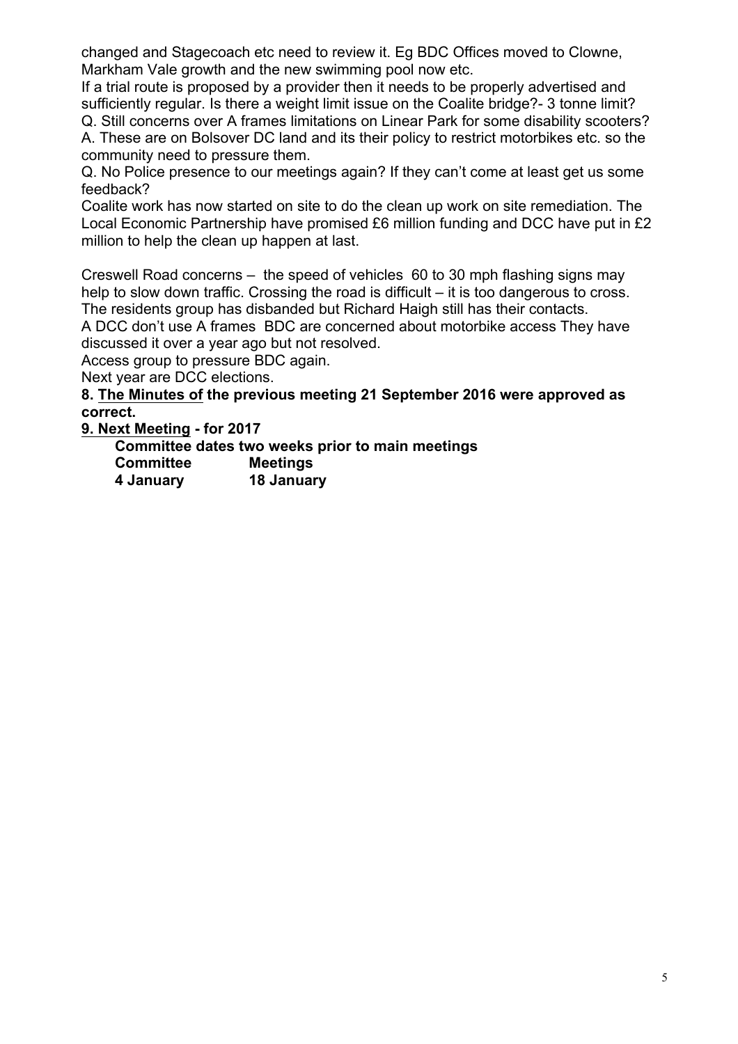changed and Stagecoach etc need to review it. Eg BDC Offices moved to Clowne, Markham Vale growth and the new swimming pool now etc.

If a trial route is proposed by a provider then it needs to be properly advertised and sufficiently regular. Is there a weight limit issue on the Coalite bridge?- 3 tonne limit?

Q. Still concerns over A frames limitations on Linear Park for some disability scooters?

A. These are on Bolsover DC land and its their policy to restrict motorbikes etc. so the community need to pressure them.

Q. No Police presence to our meetings again? If they can't come at least get us some feedback?

Coalite work has now started on site to do the clean up work on site remediation. The Local Economic Partnership have promised £6 million funding and DCC have put in £2 million to help the clean up happen at last.

Creswell Road concerns – the speed of vehicles 60 to 30 mph flashing signs may help to slow down traffic. Crossing the road is difficult – it is too dangerous to cross. The residents group has disbanded but Richard Haigh still has their contacts.

A DCC don't use A frames BDC are concerned about motorbike access They have discussed it over a year ago but not resolved.

Access group to pressure BDC again.

Next year are DCC elections.

**8. <u>The Minutes of</u> the previous meeting 21 September 2016 were approved as correct.**

**9. <u>Next Meeting</u> - for 2017**

**Committee dates two weeks prior to main meetings**

| **Committee** | **Meetings** |
|---|---|
| **4 January** | **18 January** |